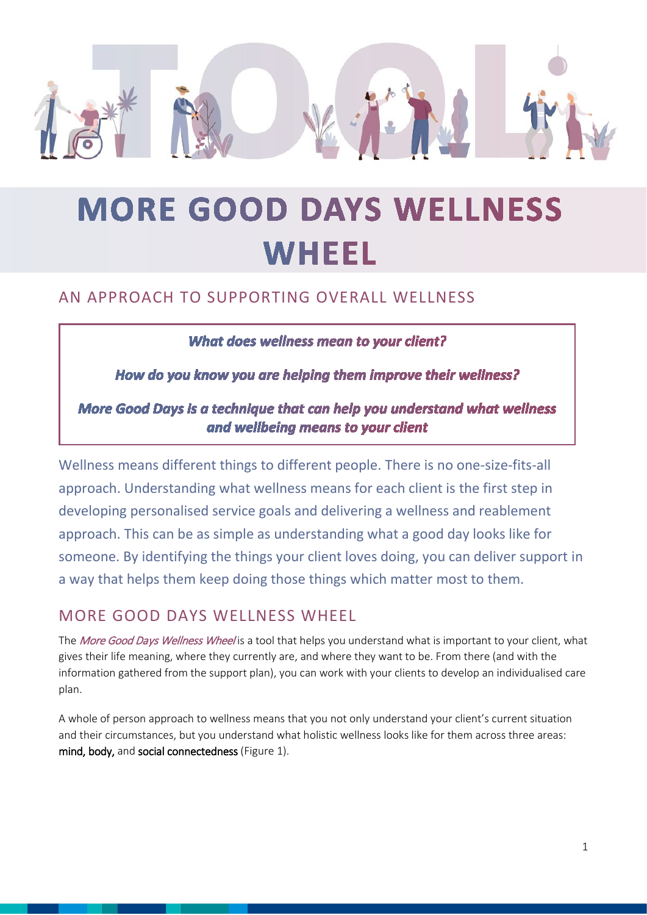# MORE GOOD DAYS WELLNESS WHEEL

## AN APPROACH TO SUPPORTING OVERALL WELLNESS

***What does wellness mean to your client?***

***How do you know you are helping them improve their wellness?***

***More Good Days is a technique that can help you understand what wellness and wellbeing means to your client***

Wellness means different things to different people. There is no one-size-fits-all approach. Understanding what wellness means for each client is the first step in developing personalised service goals and delivering a wellness and reablement approach. This can be as simple as understanding what a good day looks like for someone. By identifying the things your client loves doing, you can deliver support in a way that helps them keep doing those things which matter most to them.

## MORE GOOD DAYS WELLNESS WHEEL

The *More Good Days Wellness Wheel* is a tool that helps you understand what is important to your client, what gives their life meaning, where they currently are, and where they want to be. From there (and with the information gathered from the support plan), you can work with your clients to develop an individualised care plan.

A whole of person approach to wellness means that you not only understand your client's current situation and their circumstances, but you understand what holistic wellness looks like for them across three areas: **mind, body,** and **social connectedness** (Figure 1).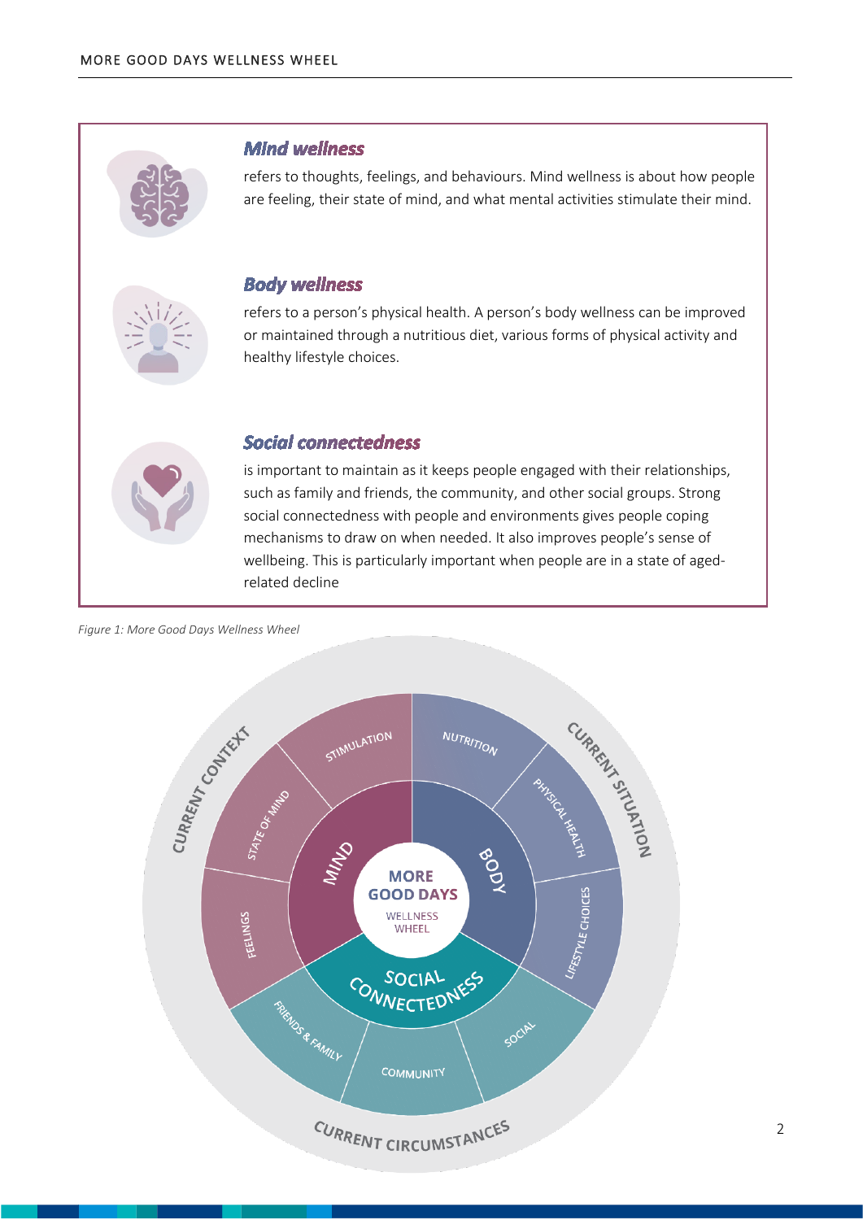### *Mind wellness*

refers to thoughts, feelings, and behaviours. Mind wellness is about how people are feeling, their state of mind, and what mental activities stimulate their mind.

### *Body wellness*

refers to a person's physical health. A person's body wellness can be improved or maintained through a nutritious diet, various forms of physical activity and healthy lifestyle choices.

### *Social connectedness*

is important to maintain as it keeps people engaged with their relationships, such as family and friends, the community, and other social groups. Strong social connectedness with people and environments gives people coping mechanisms to draw on when needed. It also improves people's sense of wellbeing. This is particularly important when people are in a state of aged-related decline

*Figure 1: More Good Days Wellness Wheel*

MORE GOOD DAYS
WELLNESS WHEEL
MIND
BODY
SOCIAL CONNECTEDNESS
STIMULATION
STATE OF MIND
FEELINGS
NUTRITION
PHYSICAL HEALTH
LIFESTYLE CHOICES
FRIENDS & FAMILY
COMMUNITY
SOCIAL
CURRENT CONTEXT
CURRENT SITUATION
CURRENT CIRCUMSTANCES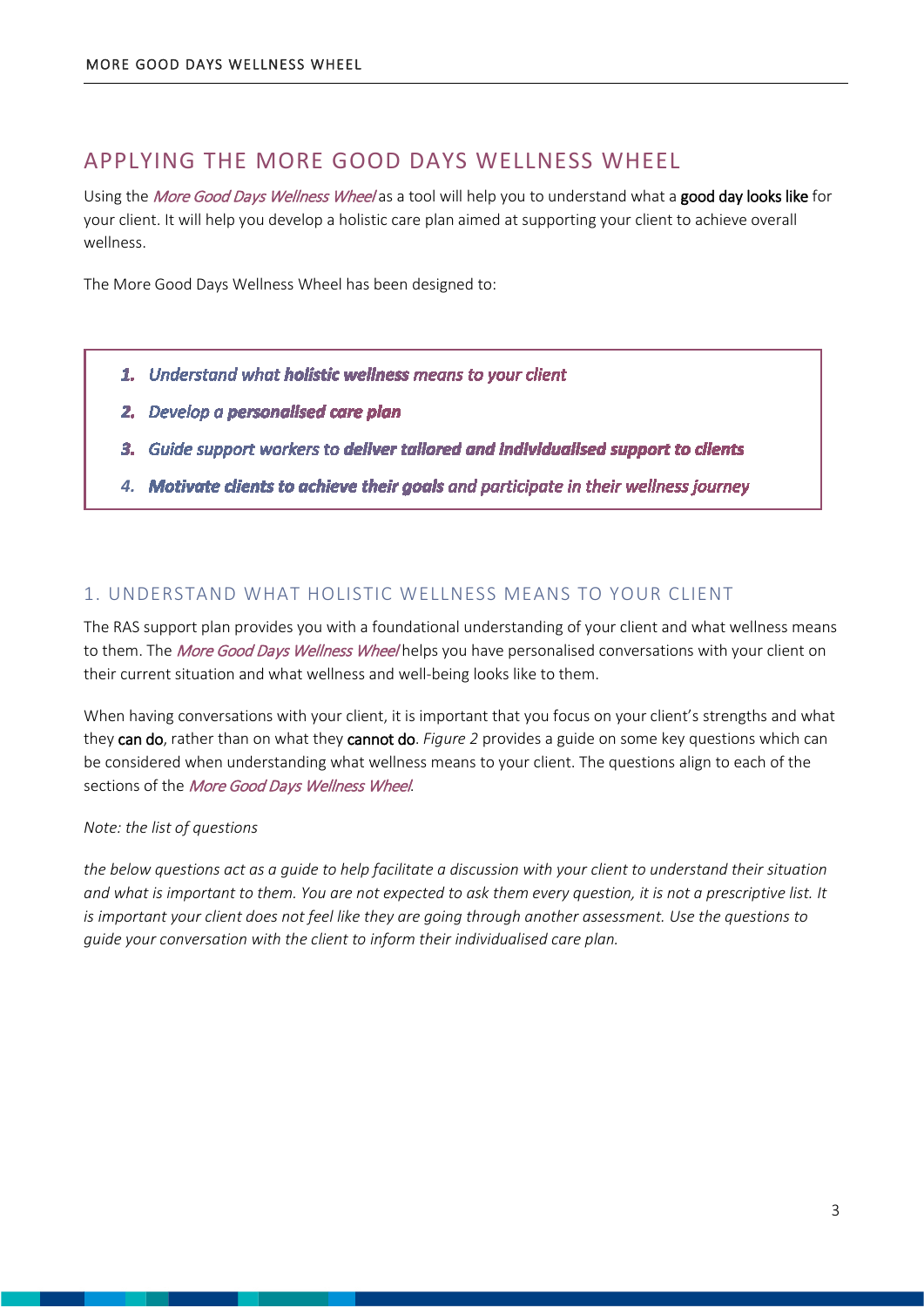## APPLYING THE MORE GOOD DAYS WELLNESS WHEEL

Using the *More Good Days Wellness Wheel* as a tool will help you to understand what a **good day looks like** for your client. It will help you develop a holistic care plan aimed at supporting your client to achieve overall wellness.

The More Good Days Wellness Wheel has been designed to:

1. *Understand what **holistic wellness** means to your client*
2. *Develop a **personalised care plan***
3. *Guide support workers to **deliver tailored and individualised support to clients***
4. ***Motivate clients to achieve their goals** and participate in their wellness journey*

### 1. UNDERSTAND WHAT HOLISTIC WELLNESS MEANS TO YOUR CLIENT

The RAS support plan provides you with a foundational understanding of your client and what wellness means to them. The *More Good Days Wellness Wheel* helps you have personalised conversations with your client on their current situation and what wellness and well-being looks like to them.

When having conversations with your client, it is important that you focus on your client's strengths and what they **can do**, rather than on what they **cannot do**. *Figure 2* provides a guide on some key questions which can be considered when understanding what wellness means to your client. The questions align to each of the sections of the *More Good Days Wellness Wheel*.

*Note: the list of questions*

*the below questions act as a guide to help facilitate a discussion with your client to understand their situation and what is important to them. You are not expected to ask them every question, it is not a prescriptive list. It is important your client does not feel like they are going through another assessment. Use the questions to guide your conversation with the client to inform their individualised care plan.*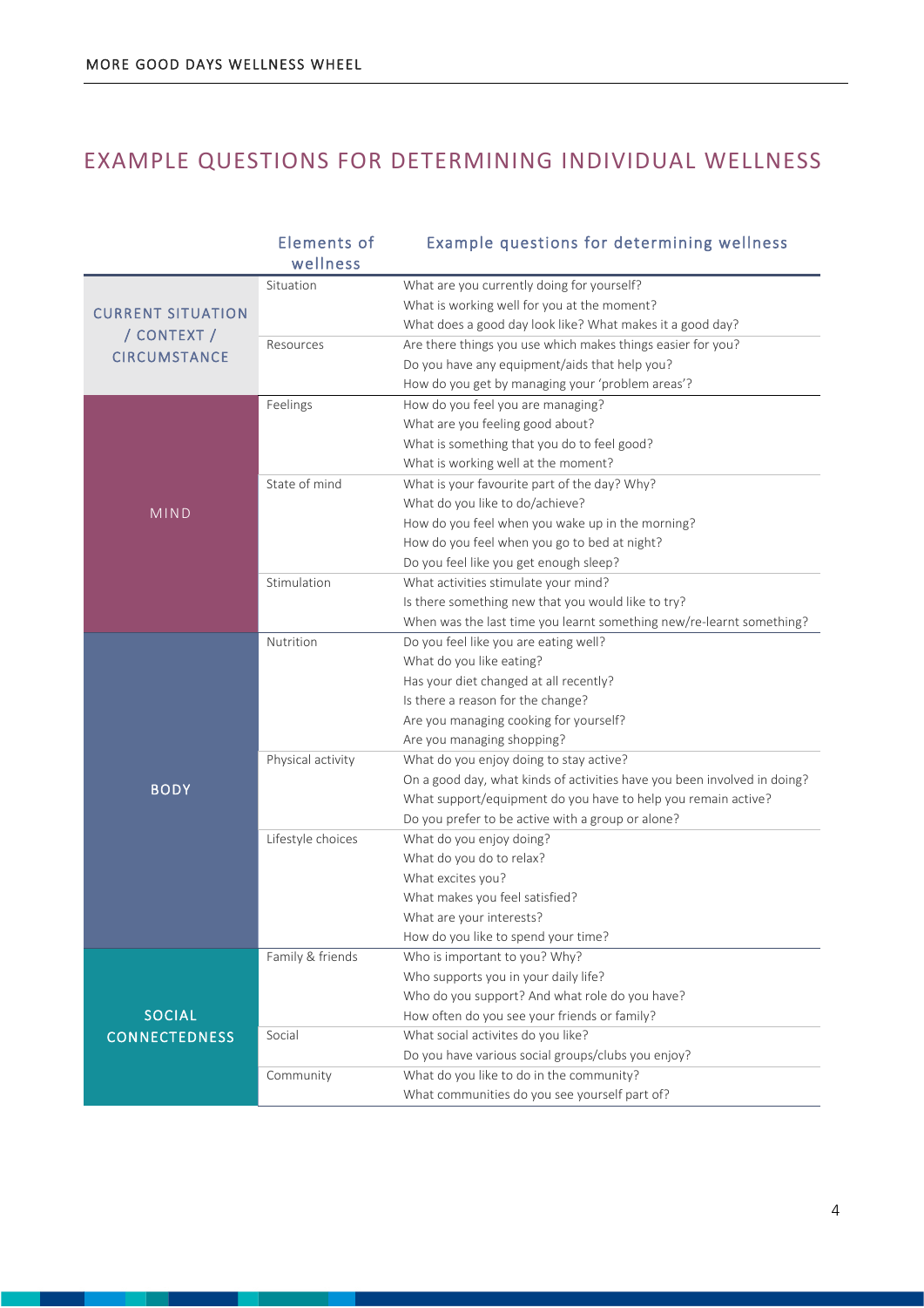# EXAMPLE QUESTIONS FOR DETERMINING INDIVIDUAL WELLNESS

| | Elements of wellness | Example questions for determining wellness |
|---|---|---|
| CURRENT SITUATION / CONTEXT / CIRCUMSTANCE | Situation | What are you currently doing for yourself?<br>What is working well for you at the moment?<br>What does a good day look like? What makes it a good day? |
| | Resources | Are there things you use which makes things easier for you?<br>Do you have any equipment/aids that help you?<br>How do you get by managing your 'problem areas'? |
| MIND | Feelings | How do you feel you are managing?<br>What are you feeling good about?<br>What is something that you do to feel good?<br>What is working well at the moment? |
| | State of mind | What is your favourite part of the day? Why?<br>What do you like to do/achieve?<br>How do you feel when you wake up in the morning?<br>How do you feel when you go to bed at night?<br>Do you feel like you get enough sleep? |
| | Stimulation | What activities stimulate your mind?<br>Is there something new that you would like to try?<br>When was the last time you learnt something new/re-learnt something? |
| BODY | Nutrition | Do you feel like you are eating well?<br>What do you like eating?<br>Has your diet changed at all recently?<br>Is there a reason for the change?<br>Are you managing cooking for yourself?<br>Are you managing shopping? |
| | Physical activity | What do you enjoy doing to stay active?<br>On a good day, what kinds of activities have you been involved in doing?<br>What support/equipment do you have to help you remain active?<br>Do you prefer to be active with a group or alone? |
| | Lifestyle choices | What do you enjoy doing?<br>What do you do to relax?<br>What excites you?<br>What makes you feel satisfied?<br>What are your interests?<br>How do you like to spend your time? |
| SOCIAL CONNECTEDNESS | Family & friends | Who is important to you? Why?<br>Who supports you in your daily life?<br>Who do you support? And what role do you have?<br>How often do you see your friends or family? |
| | Social | What social activites do you like?<br>Do you have various social groups/clubs you enjoy? |
| | Community | What do you like to do in the community?<br>What communities do you see yourself part of? |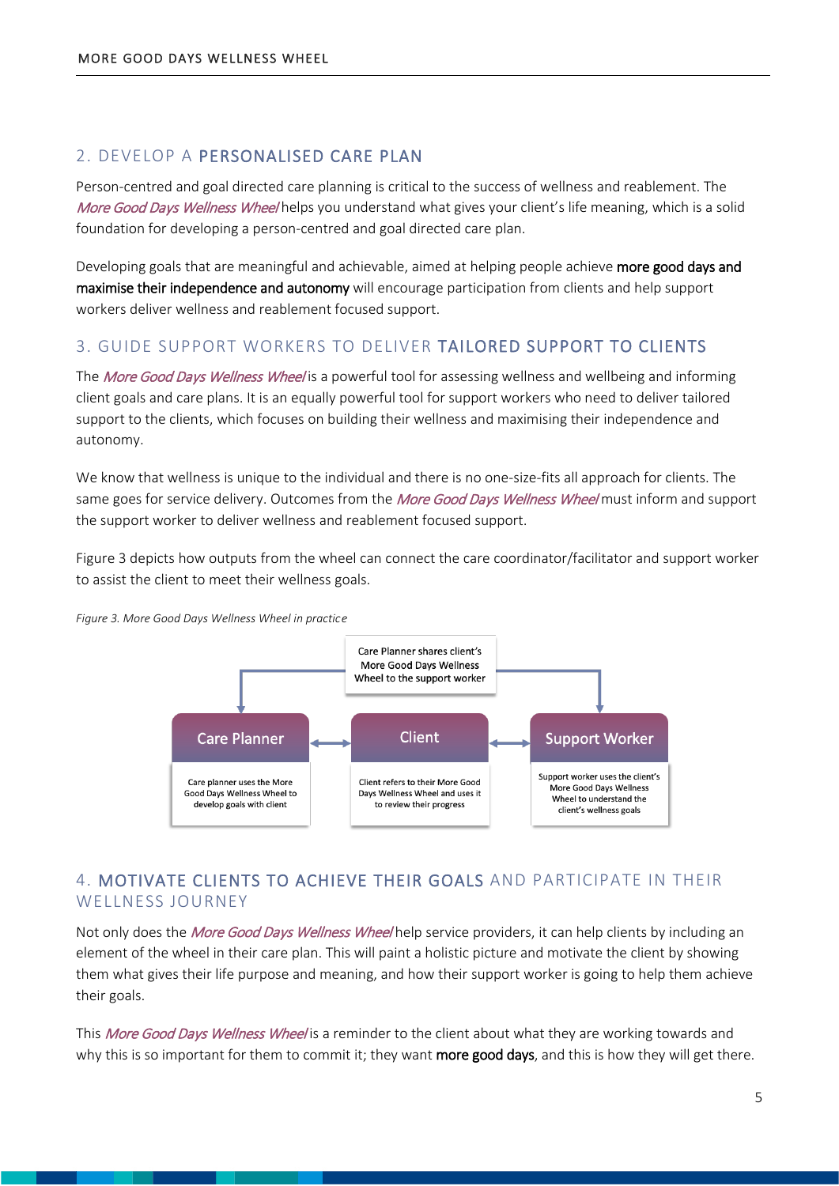## 2. DEVELOP A PERSONALISED CARE PLAN

Person-centred and goal directed care planning is critical to the success of wellness and reablement. The *More Good Days Wellness Wheel* helps you understand what gives your client's life meaning, which is a solid foundation for developing a person-centred and goal directed care plan.

Developing goals that are meaningful and achievable, aimed at helping people achieve **more good days and maximise their independence and autonomy** will encourage participation from clients and help support workers deliver wellness and reablement focused support.

## 3. GUIDE SUPPORT WORKERS TO DELIVER TAILORED SUPPORT TO CLIENTS

The *More Good Days Wellness Wheel* is a powerful tool for assessing wellness and wellbeing and informing client goals and care plans. It is an equally powerful tool for support workers who need to deliver tailored support to the clients, which focuses on building their wellness and maximising their independence and autonomy.

We know that wellness is unique to the individual and there is no one-size-fits all approach for clients. The same goes for service delivery. Outcomes from the *More Good Days Wellness Wheel* must inform and support the support worker to deliver wellness and reablement focused support.

Figure 3 depicts how outputs from the wheel can connect the care coordinator/facilitator and support worker to assist the client to meet their wellness goals.

*Figure 3. More Good Days Wellness Wheel in practice*

Care Planner shares client's More Good Days Wellness Wheel to the support worker

Care Planner

Care planner uses the More Good Days Wellness Wheel to develop goals with client

Client

Client refers to their More Good Days Wellness Wheel and uses it to review their progress

Support Worker

Support worker uses the client's More Good Days Wellness Wheel to understand the client's wellness goals

## 4. MOTIVATE CLIENTS TO ACHIEVE THEIR GOALS AND PARTICIPATE IN THEIR WELLNESS JOURNEY

Not only does the *More Good Days Wellness Wheel* help service providers, it can help clients by including an element of the wheel in their care plan. This will paint a holistic picture and motivate the client by showing them what gives their life purpose and meaning, and how their support worker is going to help them achieve their goals.

This *More Good Days Wellness Wheel* is a reminder to the client about what they are working towards and why this is so important for them to commit it; they want **more good days**, and this is how they will get there.